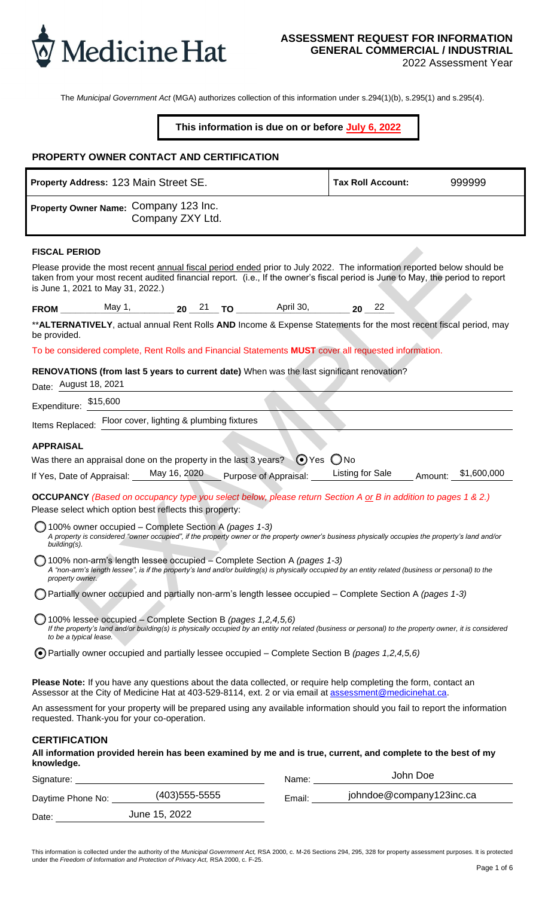Medicine Hat

# ASSESSMENT REQUEST FOR INFORMATION GENERAL COMMERCIAL / INDUSTRIAL

2022 Assessment Year

The *Municipal Government Act* (MGA) authorizes collection of this information under s.294(1)(b), s.295(1) and s.295(4).

**This information is due on or before July 6, 2022**

## PROPERTY OWNER CONTACT AND CERTIFICATION

| **Property Address:** 123 Main Street SE. | **Tax Roll Account:** 999999 |
|---|---|
| **Property Owner Name:** Company 123 Inc. Company ZXY Ltd. | |

### FISCAL PERIOD

Please provide the most recent annual fiscal period ended prior to July 2022. The information reported below should be taken from your most recent audited financial report. (i.e., If the owner's fiscal period is June to May, the period to report is June 1, 2021 to May 31, 2022.)

**FROM** May 1, **20** 21 **TO** April 30, **20** 22

****ALTERNATIVELY**, actual annual Rent Rolls **AND** Income & Expense Statements for the most recent fiscal period, may be provided.

To be considered complete, Rent Rolls and Financial Statements **MUST** cover all requested information.

**RENOVATIONS (from last 5 years to current date)** When was the last significant renovation?

Date: August 18, 2021

Expenditure: $15,600

Items Replaced: Floor cover, lighting & plumbing fixtures

### APPRAISAL

Was there an appraisal done on the property in the last 3 years? (●) Yes ( ) No

If Yes, Date of Appraisal: May 16, 2020 Purpose of Appraisal: Listing for Sale Amount: $1,600,000

**OCCUPANCY** *(Based on occupancy type you select below, please return Section A or B in addition to pages 1 & 2.)*

Please select which option best reflects this property:

- ( ) 100% owner occupied – Complete Section A *(pages 1-3)*
  *A property is considered "owner occupied", if the property owner or the property owner's business physically occupies the property's land and/or building(s).*
- ( ) 100% non-arm's length lessee occupied – Complete Section A *(pages 1-3)*
  *A "non-arm's length lessee", is if the property's land and/or building(s) is physically occupied by an entity related (business or personal) to the property owner.*
- ( ) Partially owner occupied and partially non-arm's length lessee occupied – Complete Section A *(pages 1-3)*
- ( ) 100% lessee occupied – Complete Section B *(pages 1,2,4,5,6)*
  *If the property's land and/or building(s) is physically occupied by an entity not related (business or personal) to the property owner, it is considered to be a typical lease.*
- (●) Partially owner occupied and partially lessee occupied – Complete Section B *(pages 1,2,4,5,6)*

**Please Note:** If you have any questions about the data collected, or require help completing the form, contact an Assessor at the City of Medicine Hat at 403-529-8114, ext. 2 or via email at assessment@medicinehat.ca.

An assessment for your property will be prepared using any available information should you fail to report the information requested. Thank-you for your co-operation.

### CERTIFICATION

**All information provided herein has been examined by me and is true, current, and complete to the best of my knowledge.**

Signature: ______________________ Name: John Doe

Daytime Phone No: (403)555-5555 Email: johndoe@company123inc.ca

Date: June 15, 2022

This information is collected under the authority of the *Municipal Government Act,* RSA 2000, c. M-26 Sections 294, 295, 328 for property assessment purposes. It is protected under the *Freedom of Information and Protection of Privacy Act,* RSA 2000, c. F-25.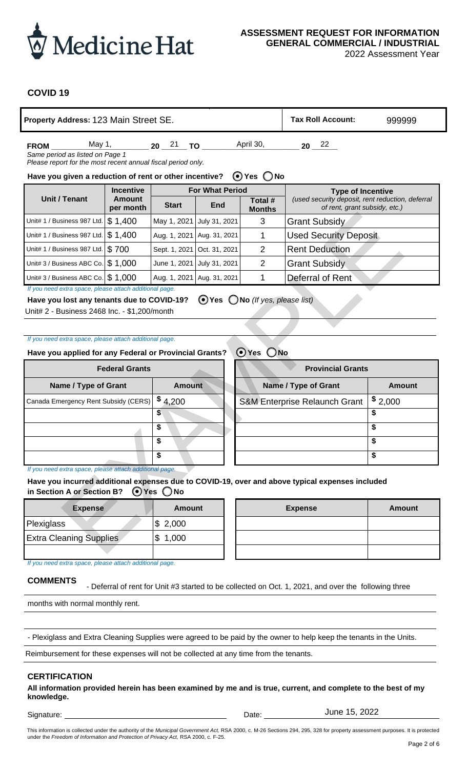Medicine Hat

# ASSESSMENT REQUEST FOR INFORMATION
## GENERAL COMMERCIAL / INDUSTRIAL
2022 Assessment Year

### COVID 19

| **Property Address:** 123 Main Street SE. | **Tax Roll Account:** 999999 |
|---|---|

**FROM** May 1, 20 21 **TO** April 30, 20 22

*Same period as listed on Page 1*
*Please report for the most recent annual fiscal period only.*

**Have you given a reduction of rent or other incentive?** (•) Yes ( ) No

| Unit / Tenant | Incentive Amount per month | For What Period | | | Type of Incentive *(used security deposit, rent reduction, deferral of rent, grant subsidy, etc.)* |
|---|---|---|---|---|---|
| | | Start | End | Total # Months | |
| Unit# 1 / Business 987 Ltd. | $ 1,400 | May 1, 2021 | July 31, 2021 | 3 | Grant Subsidy |
| Unit# 1 / Business 987 Ltd. | $ 1,400 | Aug. 1, 2021 | Aug. 31, 2021 | 1 | Used Security Deposit |
| Unit# 1 / Business 987 Ltd. | $ 700 | Sept. 1, 2021 | Oct. 31, 2021 | 2 | Rent Deduction |
| Unit# 3 / Business ABC Co. | $ 1,000 | June 1, 2021 | July 31, 2021 | 2 | Grant Subsidy |
| Unit# 3 / Business ABC Co. | $ 1,000 | Aug. 1, 2021 | Aug. 31, 2021 | 1 | Deferral of Rent |

*If you need extra space, please attach additional page.*

**Have you lost any tenants due to COVID-19?** (•) Yes ( ) No *(If yes, please list)*

Unit# 2 - Business 2468 Inc. - $1,200/month

*If you need extra space, please attach additional page.*

**Have you applied for any Federal or Provincial Grants?** (•) Yes ( ) No

| Federal Grants | | | Provincial Grants | |
|---|---|---|---|---|
| Name / Type of Grant | Amount | | Name / Type of Grant | Amount |
| Canada Emergency Rent Subsidy (CERS) | $ 4,200 | | S&M Enterprise Relaunch Grant | $ 2,000 |
| | $ | | | $ |
| | $ | | | $ |
| | $ | | | $ |
| | $ | | | $ |

*If you need extra space, please attach additional page.*

**Have you incurred additional expenses due to COVID-19, over and above typical expenses included in Section A or Section B?** (•) Yes ( ) No

| Expense | Amount | | Expense | Amount |
|---|---|---|---|---|
| Plexiglass | $ 2,000 | | | |
| Extra Cleaning Supplies | $ 1,000 | | | |
| | | | | |

*If you need extra space, please attach additional page.*

**COMMENTS**

- Deferral of rent for Unit #3 started to be collected on Oct. 1, 2021, and over the following three months with normal monthly rent.

- Plexiglass and Extra Cleaning Supplies were agreed to be paid by the owner to help keep the tenants in the Units. Reimbursement for these expenses will not be collected at any time from the tenants.

**CERTIFICATION**

**All information provided herein has been examined by me and is true, current, and complete to the best of my knowledge.**

Signature: ______________________ Date: June 15, 2022

This information is collected under the authority of the *Municipal Government Act,* RSA 2000, c. M-26 Sections 294, 295, 328 for property assessment purposes. It is protected under the *Freedom of Information and Protection of Privacy Act,* RSA 2000, c. F-25.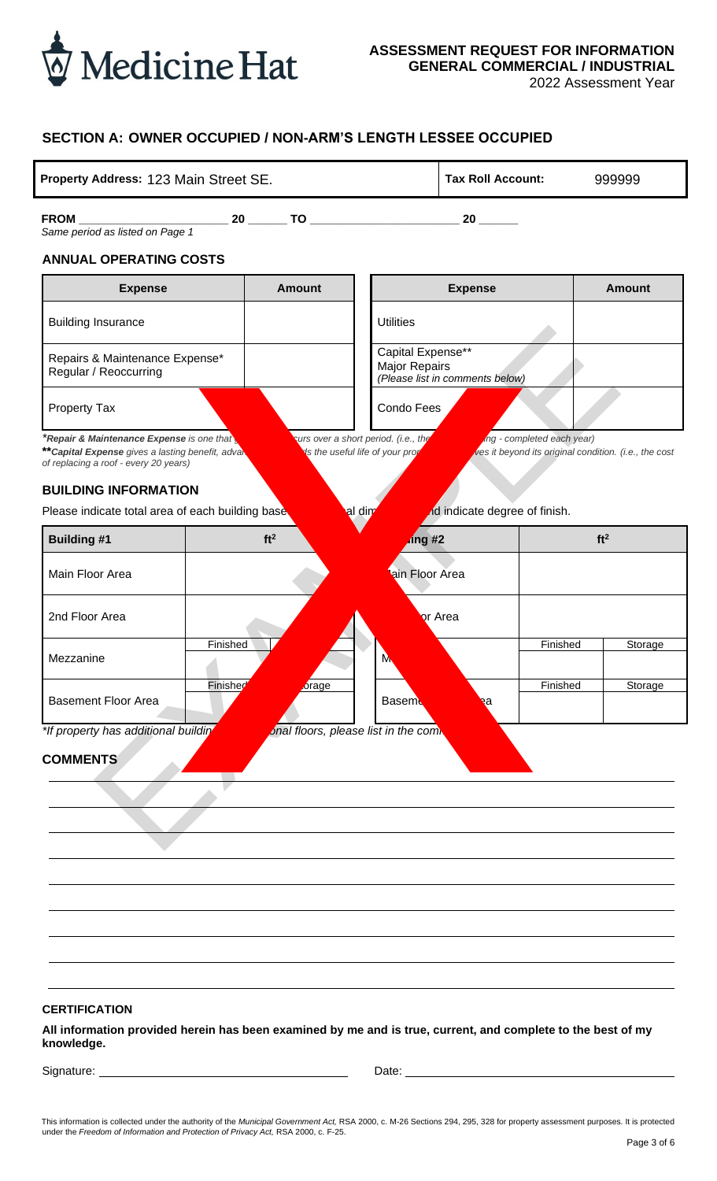**ASSESSMENT REQUEST FOR INFORMATION**
**GENERAL COMMERCIAL / INDUSTRIAL**
2022 Assessment Year

## SECTION A: OWNER OCCUPIED / NON-ARM'S LENGTH LESSEE OCCUPIED

| Property Address: 123 Main Street SE. | Tax Roll Account: | 999999 |
|---|---|---|

**FROM** ______________________ **20** ______ **TO** ______________________ **20** ______
*Same period as listed on Page 1*

### ANNUAL OPERATING COSTS

| Expense | Amount | Expense | Amount |
|---|---|---|---|
| Building Insurance | | Utilities | |
| Repairs & Maintenance Expense* Regular / Reoccurring | | Capital Expense** Major Repairs *(Please list in comments below)* | |
| Property Tax | | Condo Fees | |

***Repair & Maintenance Expense** is one that ... curs over a short period. (i.e., the ... ing - completed each year)*
***\*Capital Expense** gives a lasting benefit, adva... ds the useful life of your prop... ves it beyond its original condition. (i.e., the cost of replacing a roof - every 20 years)*

### BUILDING INFORMATION

Please indicate total area of each building base... al dim... d indicate degree of finish.

| Building #1 | ft² | | ...ing #2 | ft² | |
|---|---|---|---|---|---|
| Main Floor Area | | | ...ain Floor Area | | |
| 2nd Floor Area | | | ...or Area | | |
| Mezzanine | Finished | | M... | Finished | Storage |
| Basement Floor Area | Finished | ...orage | Baseme... ...ea | Finished | Storage |

*\*If property has additional buildin... ...onal floors, please list in the com...*

### COMMENTS

_______________________________________________

_______________________________________________

_______________________________________________

_______________________________________________

_______________________________________________

_______________________________________________

_______________________________________________

_______________________________________________

_______________________________________________

### CERTIFICATION

**All information provided herein has been examined by me and is true, current, and complete to the best of my knowledge.**

Signature: ______________________ Date: ______________________

This information is collected under the authority of the *Municipal Government Act,* RSA 2000, c. M-26 Sections 294, 295, 328 for property assessment purposes. It is protected under the *Freedom of Information and Protection of Privacy Act,* RSA 2000, c. F-25.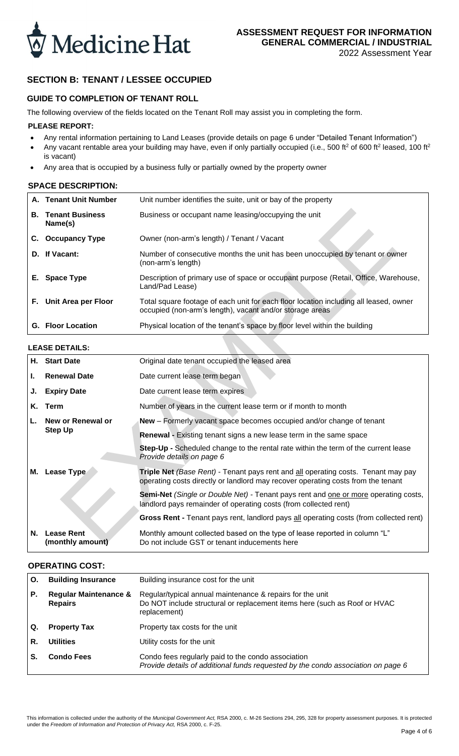# ASSESSMENT REQUEST FOR INFORMATION
## GENERAL COMMERCIAL / INDUSTRIAL

2022 Assessment Year

## SECTION B: TENANT / LESSEE OCCUPIED

### GUIDE TO COMPLETION OF TENANT ROLL

The following overview of the fields located on the Tenant Roll may assist you in completing the form.

#### PLEASE REPORT:

- Any rental information pertaining to Land Leases (provide details on page 6 under "Detailed Tenant Information")
- Any vacant rentable area your building may have, even if only partially occupied (i.e., 500 ft$^2$ of 600 ft$^2$ leased, 100 ft$^2$ is vacant)
- Any area that is occupied by a business fully or partially owned by the property owner

#### SPACE DESCRIPTION:

| | |
|---|---|
| **A. Tenant Unit Number** | Unit number identifies the suite, unit or bay of the property |
| **B. Tenant Business Name(s)** | Business or occupant name leasing/occupying the unit |
| **C. Occupancy Type** | Owner (non-arm's length) / Tenant / Vacant |
| **D. If Vacant:** | Number of consecutive months the unit has been unoccupied by tenant or owner (non-arm's length) |
| **E. Space Type** | Description of primary use of space or occupant purpose (Retail, Office, Warehouse, Land/Pad Lease) |
| **F. Unit Area per Floor** | Total square footage of each unit for each floor location including all leased, owner occupied (non-arm's length), vacant and/or storage areas |
| **G. Floor Location** | Physical location of the tenant's space by floor level within the building |

#### LEASE DETAILS:

| | |
|---|---|
| **H. Start Date** | Original date tenant occupied the leased area |
| **I. Renewal Date** | Date current lease term began |
| **J. Expiry Date** | Date current lease term expires |
| **K. Term** | Number of years in the current lease term or if month to month |
| **L. New or Renewal or Step Up** | **New** – Formerly vacant space becomes occupied and/or change of tenant |
| | **Renewal -** Existing tenant signs a new lease term in the same space |
| | **Step-Up -** Scheduled change to the rental rate within the term of the current lease *Provide details on page 6* |
| **M. Lease Type** | **Triple Net** *(Base Rent)* - Tenant pays rent and all operating costs. Tenant may pay operating costs directly or landlord may recover operating costs from the tenant |
| | **Semi-Net** *(Single or Double Net)* - Tenant pays rent and one or more operating costs, landlord pays remainder of operating costs (from collected rent) |
| | **Gross Rent -** Tenant pays rent, landlord pays all operating costs (from collected rent) |
| **N. Lease Rent (monthly amount)** | Monthly amount collected based on the type of lease reported in column "L" Do not include GST or tenant inducements here |

#### OPERATING COST:

| | | |
|---|---|---|
| **O.** | **Building Insurance** | Building insurance cost for the unit |
| **P.** | **Regular Maintenance & Repairs** | Regular/typical annual maintenance & repairs for the unit Do NOT include structural or replacement items here (such as Roof or HVAC replacement) |
| **Q.** | **Property Tax** | Property tax costs for the unit |
| **R.** | **Utilities** | Utility costs for the unit |
| **S.** | **Condo Fees** | Condo fees regularly paid to the condo association *Provide details of additional funds requested by the condo association on page 6* |

This information is collected under the authority of the *Municipal Government Act,* RSA 2000, c. M-26 Sections 294, 295, 328 for property assessment purposes. It is protected under the *Freedom of Information and Protection of Privacy Act,* RSA 2000, c. F-25.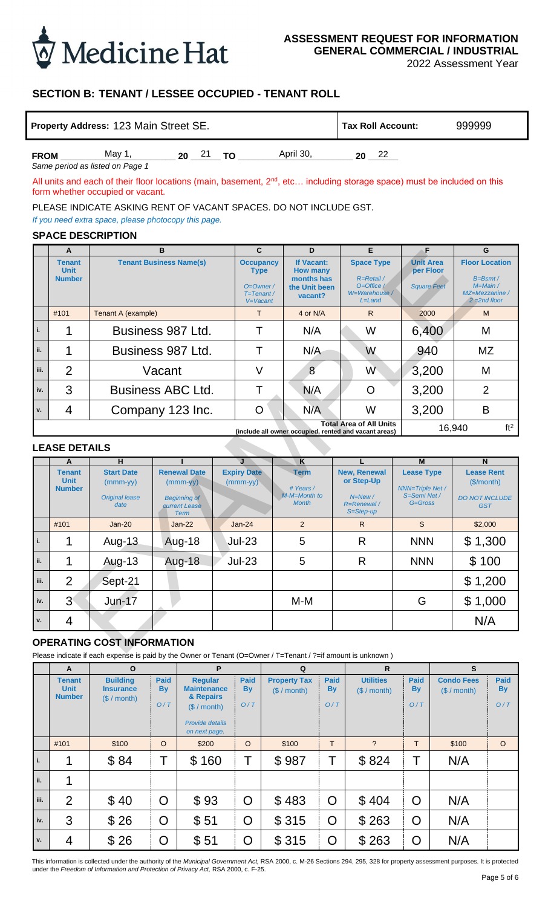**Medicine Hat**

## ASSESSMENT REQUEST FOR INFORMATION
## GENERAL COMMERCIAL / INDUSTRIAL
2022 Assessment Year

### SECTION B: TENANT / LESSEE OCCUPIED - TENANT ROLL

| Property Address: 123 Main Street SE. | Tax Roll Account: | 999999 |
|---|---|---|

**FROM** May 1, **20** 21 **TO** April 30, **20** 22
*Same period as listed on Page 1*

All units and each of their floor locations (main, basement, 2nd, etc… including storage space) must be included on this form whether occupied or vacant.

PLEASE INDICATE ASKING RENT OF VACANT SPACES. DO NOT INCLUDE GST.
*If you need extra space, please photocopy this page.*

#### SPACE DESCRIPTION

| | A | B | C | D | E | F | G |
|---|---|---|---|---|---|---|---|
| | **Tenant Unit Number** | **Tenant Business Name(s)** | **Occupancy Type** *O=Owner / T=Tenant / V=Vacant* | **If Vacant: How many months has the Unit been vacant?** | **Space Type** *R=Retail / O=Office / W=Warehouse / L=Land* | **Unit Area per Floor** *Square Feet* | **Floor Location** *B=Bsmt / M=Main / MZ=Mezzanine / 2=2nd floor* |
| | #101 | Tenant A (example) | T | 4 or N/A | R | 2000 | M |
| i. | 1 | Business 987 Ltd. | T | N/A | W | 6,400 | M |
| ii. | 1 | Business 987 Ltd. | T | N/A | W | 940 | MZ |
| iii. | 2 | Vacant | V | 8 | W | 3,200 | M |
| iv. | 3 | Business ABC Ltd. | T | N/A | O | 3,200 | 2 |
| v. | 4 | Company 123 Inc. | O | N/A | W | 3,200 | B |
| | | | | | **Total Area of All Units** (include all owner occupied, rented and vacant areas) | 16,940 ft² | |

#### LEASE DETAILS

| | A | H | I | J | K | L | M | N |
|---|---|---|---|---|---|---|---|---|
| | **Tenant Unit Number** | **Start Date** (mmm-yy) *Original lease date* | **Renewal Date** (mmm-yy) *Beginning of current Lease Term* | **Expiry Date** (mmm-yy) | **Term** *# Years / M-M=Month to Month* | **New, Renewal or Step-Up** *N=New / R=Renewal / S=Step-up* | **Lease Type** *NNN=Triple Net / S=Semi Net / G=Gross* | **Lease Rent** ($/month) *DO NOT INCLUDE GST* |
| | #101 | Jan-20 | Jan-22 | Jan-24 | 2 | R | S | $2,000 |
| i. | 1 | Aug-13 | Aug-18 | Jul-23 | 5 | R | NNN | $ 1,300 |
| ii. | 1 | Aug-13 | Aug-18 | Jul-23 | 5 | R | NNN | $ 100 |
| iii. | 2 | Sept-21 | | | | | | $ 1,200 |
| iv. | 3 | Jun-17 | | | M-M | | G | $ 1,000 |
| v. | 4 | | | | | | | N/A |

#### OPERATING COST INFORMATION

Please indicate if each expense is paid by the Owner or Tenant (O=Owner / T=Tenant / ?=if amount is unknown )

| | A | O | | P | | Q | | R | | S | |
|---|---|---|---|---|---|---|---|---|---|---|---|
| | **Tenant Unit Number** | **Building Insurance** ($ / month) | **Paid By** O/T | **Regular Maintenance & Repairs** ($ / month) *Provide details on next page.* | **Paid By** O/T | **Property Tax** ($ / month) | **Paid By** O/T | **Utilities** ($ / month) | **Paid By** O/T | **Condo Fees** ($ / month) | **Paid By** O/T |
| | #101 | $100 | O | $200 | O | $100 | T | ? | T | $100 | O |
| i. | 1 | $ 84 | T | $ 160 | T | $ 987 | T | $ 824 | T | N/A | |
| ii. | 1 | | | | | | | | | | |
| iii. | 2 | $ 40 | O | $ 93 | O | $ 483 | O | $ 404 | O | N/A | |
| iv. | 3 | $ 26 | O | $ 51 | O | $ 315 | O | $ 263 | O | N/A | |
| v. | 4 | $ 26 | O | $ 51 | O | $ 315 | O | $ 263 | O | N/A | |

This information is collected under the authority of the *Municipal Government Act,* RSA 2000, c. M-26 Sections 294, 295, 328 for property assessment purposes. It is protected under the *Freedom of Information and Protection of Privacy Act,* RSA 2000, c. F-25.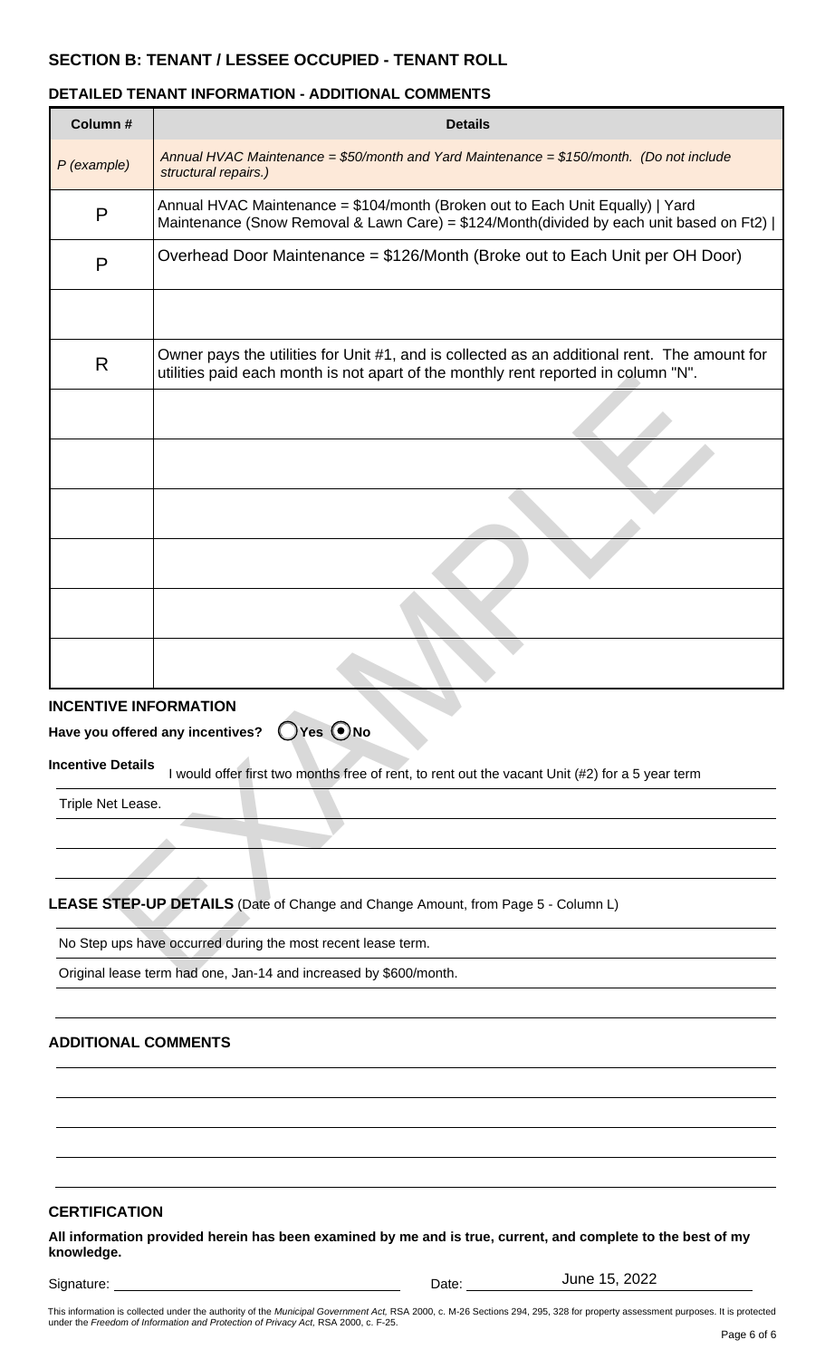### SECTION B: TENANT / LESSEE OCCUPIED - TENANT ROLL

#### DETAILED TENANT INFORMATION - ADDITIONAL COMMENTS

| Column # | Details |
|---|---|
| *P (example)* | *Annual HVAC Maintenance = $50/month and Yard Maintenance = $150/month. (Do not include structural repairs.)* |
| P | Annual HVAC Maintenance = $104/month (Broken out to Each Unit Equally) \| Yard Maintenance (Snow Removal & Lawn Care) = $124/Month(divided by each unit based on Ft2) \| |
| P | Overhead Door Maintenance = $126/Month (Broke out to Each Unit per OH Door) |
| | |
| R | Owner pays the utilities for Unit #1, and is collected as an additional rent. The amount for utilities paid each month is not apart of the monthly rent reported in column "N". |
| | |
| | |
| | |
| | |
| | |
| | |

EXAMPLE

### INCENTIVE INFORMATION

**Have you offered any incentives?** ○ Yes ◉ No

**Incentive Details** I would offer first two months free of rent, to rent out the vacant Unit (#2) for a 5 year term

Triple Net Lease.

### LEASE STEP-UP DETAILS (Date of Change and Change Amount, from Page 5 - Column L)

No Step ups have occurred during the most recent lease term.

Original lease term had one, Jan-14 and increased by $600/month.

### ADDITIONAL COMMENTS

### CERTIFICATION

**All information provided herein has been examined by me and is true, current, and complete to the best of my knowledge.**

Signature: ______________________ Date: June 15, 2022

This information is collected under the authority of the *Municipal Government Act,* RSA 2000, c. M-26 Sections 294, 295, 328 for property assessment purposes. It is protected under the *Freedom of Information and Protection of Privacy Act,* RSA 2000, c. F-25.